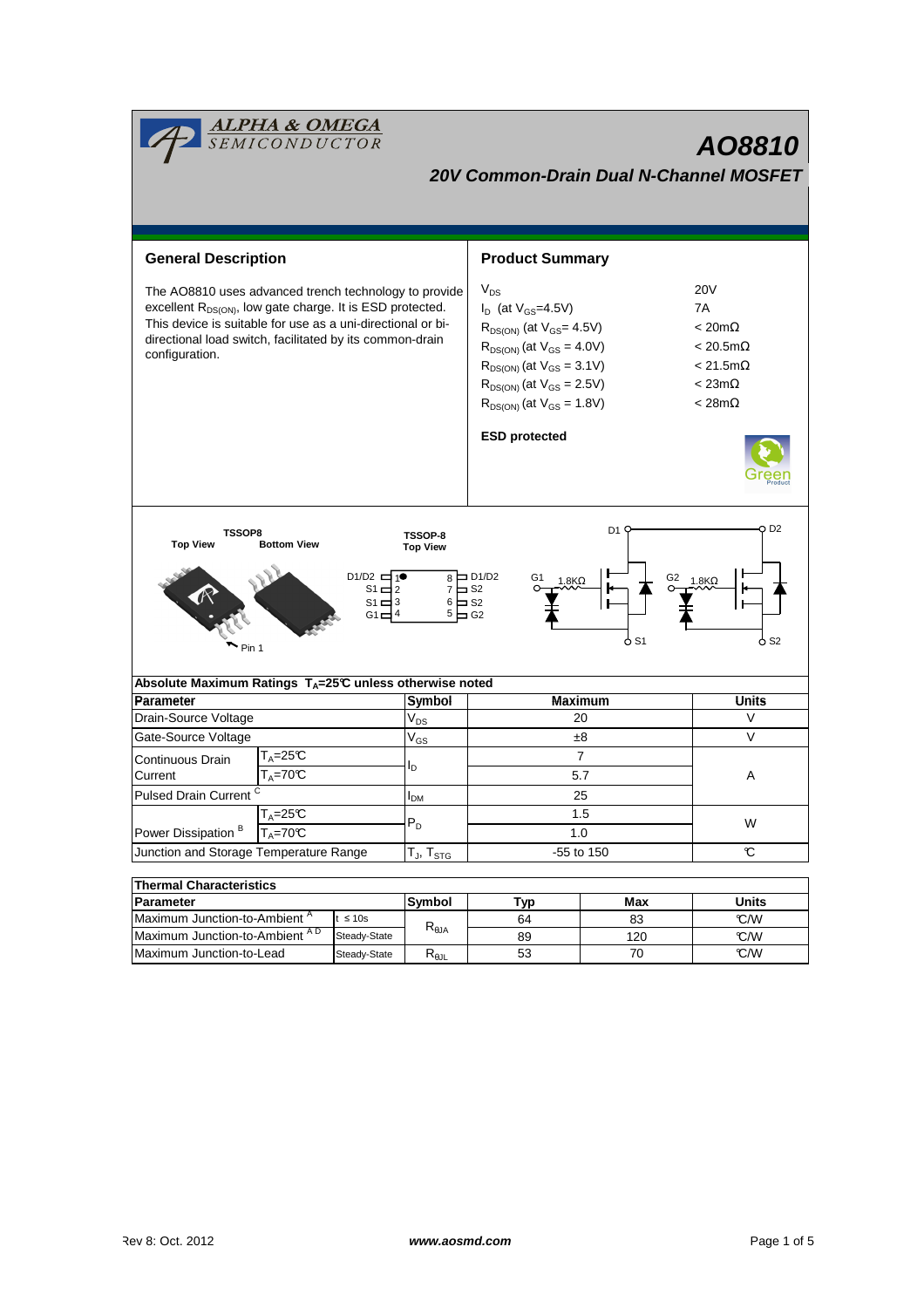# AO8810

## *20V Common-Drain Dual N-Channel MOSFET*

## General Description

The AO8810 uses advanced trench technology to provide excellent $R_{DS(ON)}$, low gate charge. It is ESD protected. This device is suitable for use as a uni-directional or bi-directional load switch, facilitated by its common-drain configuration.

## Product Summary

| | |
|---|---|
| $V_{DS}$ | 20V |
| $I_D$ (at $V_{GS}$=4.5V) | 7A |
| $R_{DS(ON)}$ (at $V_{GS}$ = 4.5V) | < 20mΩ |
| $R_{DS(ON)}$ (at $V_{GS}$ = 4.0V) | < 20.5mΩ |
| $R_{DS(ON)}$ (at $V_{GS}$ = 3.1V) | < 21.5mΩ |
| $R_{DS(ON)}$ (at $V_{GS}$ = 2.5V) | < 23mΩ |
| $R_{DS(ON)}$ (at $V_{GS}$ = 1.8V) | < 28mΩ |

**ESD protected**

TSSOP8 Top View / Bottom View

TSSOP-8 Top View

D1/D2 1 — 8 D1/D2
S1 2 — 7 S2
S1 3 — 6 S2
G1 4 — 5 G2

Pin 1

G1 1.8KΩ D1 S1 — G2 1.8KΩ D2 S2

## Absolute Maximum Ratings $T_A$=25°C unless otherwise noted

| Parameter | | Symbol | Maximum | Units |
|---|---|---|---|---|
| Drain-Source Voltage | | $V_{DS}$ | 20 | V |
| Gate-Source Voltage | | $V_{GS}$ | ±8 | V |
| Continuous Drain Current | $T_A$=25°C | $I_D$ | 7 | A |
| | $T_A$=70°C | | 5.7 | |
| Pulsed Drain Current [C] | | $I_{DM}$ | 25 | |
| Power Dissipation [B] | $T_A$=25°C | $P_D$ | 1.5 | W |
| | $T_A$=70°C | | 1.0 | |
| Junction and Storage Temperature Range | | $T_J$, $T_{STG}$ | -55 to 150 | °C |

## Thermal Characteristics

| Parameter | | Symbol | Typ | Max | Units |
|---|---|---|---|---|---|
| Maximum Junction-to-Ambient [A] | t ≤ 10s | $R_{\theta JA}$ | 64 | 83 | °C/W |
| Maximum Junction-to-Ambient [A D] | Steady-State | | 89 | 120 | °C/W |
| Maximum Junction-to-Lead | Steady-State | $R_{\theta JL}$ | 53 | 70 | °C/W |

Rev 8: Oct. 2012 www.aosmd.com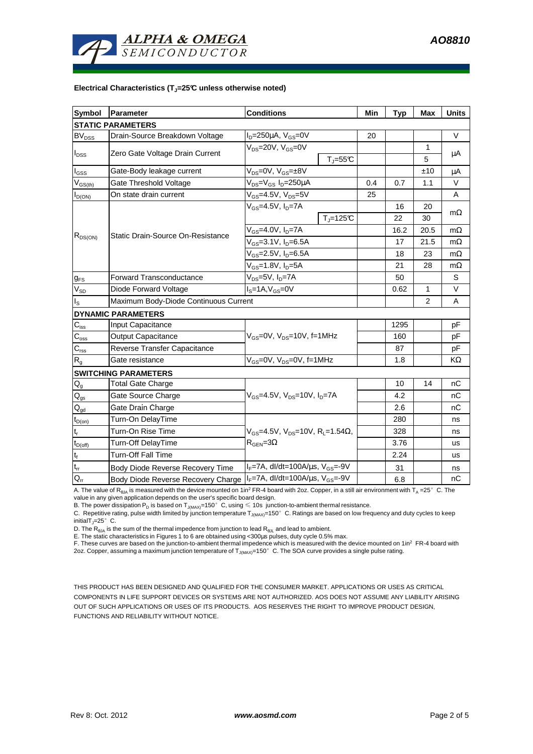**Electrical Characteristics ($T_J$=25°C unless otherwise noted)**

| Symbol | Parameter | Conditions | | Min | Typ | Max | Units |
|---|---|---|---|---|---|---|---|
| **STATIC PARAMETERS** | | | | | | | |
| $BV_{DSS}$ | Drain-Source Breakdown Voltage | $I_D$=250µA, $V_{GS}$=0V | | 20 | | | V |
| $I_{DSS}$ | Zero Gate Voltage Drain Current | $V_{DS}$=20V, $V_{GS}$=0V | | | | 1 | µA |
| | | | $T_J$=55°C | | | 5 | |
| $I_{GSS}$ | Gate-Body leakage current | $V_{DS}$=0V, $V_{GS}$=±8V | | | | ±10 | µA |
| $V_{GS(th)}$ | Gate Threshold Voltage | $V_{DS}$=$V_{GS}$ $I_D$=250µA | | 0.4 | 0.7 | 1.1 | V |
| $I_{D(ON)}$ | On state drain current | $V_{GS}$=4.5V, $V_{DS}$=5V | | 25 | | | A |
| $R_{DS(ON)}$ | Static Drain-Source On-Resistance | $V_{GS}$=4.5V, $I_D$=7A | | | 16 | 20 | mΩ |
| | | | $T_J$=125°C | | 22 | 30 | |
| | | $V_{GS}$=4.0V, $I_D$=7A | | | 16.2 | 20.5 | mΩ |
| | | $V_{GS}$=3.1V, $I_D$=6.5A | | | 17 | 21.5 | mΩ |
| | | $V_{GS}$=2.5V, $I_D$=6.5A | | | 18 | 23 | mΩ |
| | | $V_{GS}$=1.8V, $I_D$=5A | | | 21 | 28 | mΩ |
| $g_{FS}$ | Forward Transconductance | $V_{DS}$=5V, $I_D$=7A | | | 50 | | S |
| $V_{SD}$ | Diode Forward Voltage | $I_S$=1A,$V_{GS}$=0V | | | 0.62 | 1 | V |
| $I_S$ | Maximum Body-Diode Continuous Current | | | | | 2 | A |
| **DYNAMIC PARAMETERS** | | | | | | | |
| $C_{iss}$ | Input Capacitance | $V_{GS}$=0V, $V_{DS}$=10V, f=1MHz | | | 1295 | | pF |
| $C_{oss}$ | Output Capacitance | | | | 160 | | pF |
| $C_{rss}$ | Reverse Transfer Capacitance | | | | 87 | | pF |
| $R_g$ | Gate resistance | $V_{GS}$=0V, $V_{DS}$=0V, f=1MHz | | | 1.8 | | KΩ |
| **SWITCHING PARAMETERS** | | | | | | | |
| $Q_g$ | Total Gate Charge | $V_{GS}$=4.5V, $V_{DS}$=10V, $I_D$=7A | | | 10 | 14 | nC |
| $Q_{gs}$ | Gate Source Charge | | | | 4.2 | | nC |
| $Q_{gd}$ | Gate Drain Charge | | | | 2.6 | | nC |
| $t_{D(on)}$ | Turn-On DelayTime | $V_{GS}$=4.5V, $V_{DS}$=10V, $R_L$=1.54Ω, $R_{GEN}$=3Ω | | | 280 | | ns |
| $t_r$ | Turn-On Rise Time | | | | 328 | | ns |
| $t_{D(off)}$ | Turn-Off DelayTime | | | | 3.76 | | us |
| $t_f$ | Turn-Off Fall Time | | | | 2.24 | | us |
| $t_{rr}$ | Body Diode Reverse Recovery Time | $I_F$=7A, dI/dt=100A/µs, $V_{GS}$=-9V | | | 31 | | ns |
| $Q_{rr}$ | Body Diode Reverse Recovery Charge | $I_F$=7A, dI/dt=100A/µs, $V_{GS}$=-9V | | | 6.8 | | nC |

A. The value of $R_{\theta JA}$ is measured with the device mounted on 1in² FR-4 board with 2oz. Copper, in a still air environment with $T_A$ =25° C. The value in any given application depends on the user's specific board design.

B. The power dissipation $P_D$ is based on $T_{J(MAX)}$=150° C, using ≤ 10s junction-to-ambient thermal resistance.

C. Repetitive rating, pulse width limited by junction temperature $T_{J(MAX)}$=150° C. Ratings are based on low frequency and duty cycles to keep initial$T_J$=25° C.

D. The $R_{\theta JA}$ is the sum of the thermal impedence from junction to lead $R_{\theta JL}$ and lead to ambient.

E. The static characteristics in Figures 1 to 6 are obtained using <300µs pulses, duty cycle 0.5% max.

F. These curves are based on the junction-to-ambient thermal impedence which is measured with the device mounted on 1in² FR-4 board with 2oz. Copper, assuming a maximum junction temperature of $T_{J(MAX)}$=150° C. The SOA curve provides a single pulse rating.

THIS PRODUCT HAS BEEN DESIGNED AND QUALIFIED FOR THE CONSUMER MARKET. APPLICATIONS OR USES AS CRITICAL COMPONENTS IN LIFE SUPPORT DEVICES OR SYSTEMS ARE NOT AUTHORIZED. AOS DOES NOT ASSUME ANY LIABILITY ARISING OUT OF SUCH APPLICATIONS OR USES OF ITS PRODUCTS. AOS RESERVES THE RIGHT TO IMPROVE PRODUCT DESIGN, FUNCTIONS AND RELIABILITY WITHOUT NOTICE.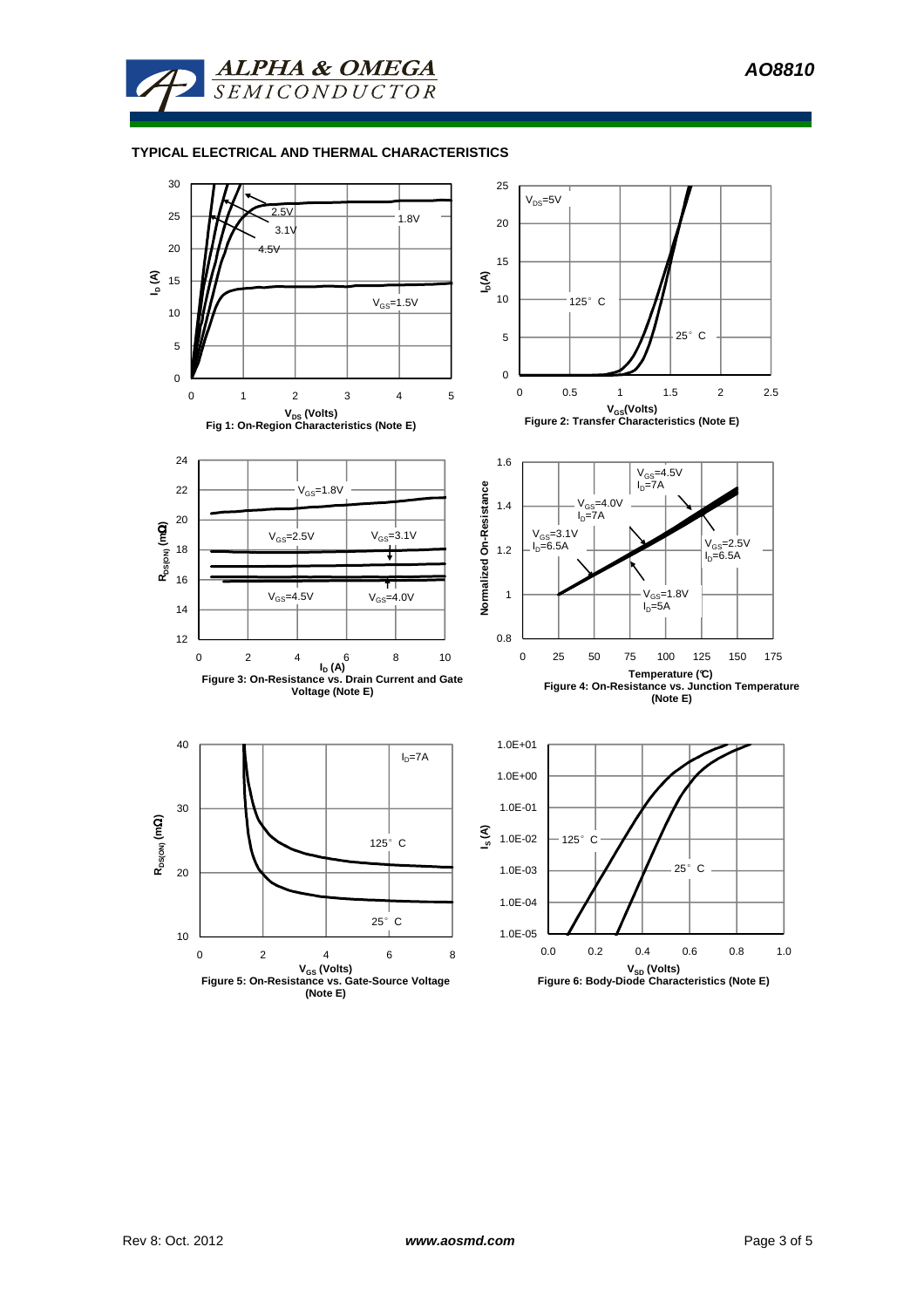## TYPICAL ELECTRICAL AND THERMAL CHARACTERISTICS

Fig 1: On-Region Characteristics (Note E)

Figure 2: Transfer Characteristics (Note E)

Figure 3: On-Resistance vs. Drain Current and Gate Voltage (Note E)

Figure 4: On-Resistance vs. Junction Temperature (Note E)

Figure 5: On-Resistance vs. Gate-Source Voltage (Note E)

Figure 6: Body-Diode Characteristics (Note E)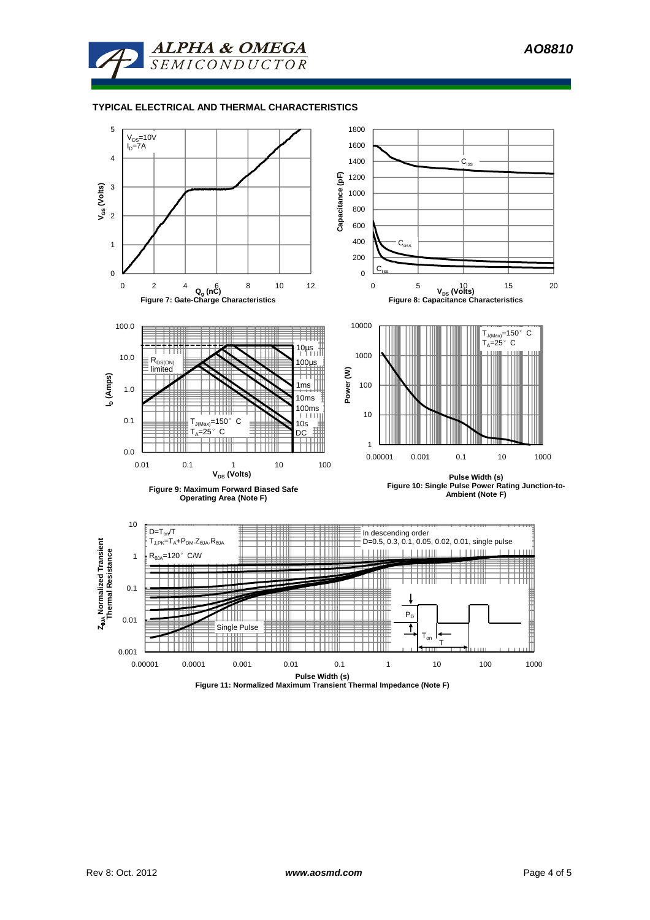## TYPICAL ELECTRICAL AND THERMAL CHARACTERISTICS

**Figure 7: Gate-Charge Characteristics**

**Figure 8: Capacitance Characteristics**

**Figure 9: Maximum Forward Biased Safe Operating Area (Note F)**

**Figure 10: Single Pulse Power Rating Junction-to-Ambient (Note F)**

**Figure 11: Normalized Maximum Transient Thermal Impedance (Note F)**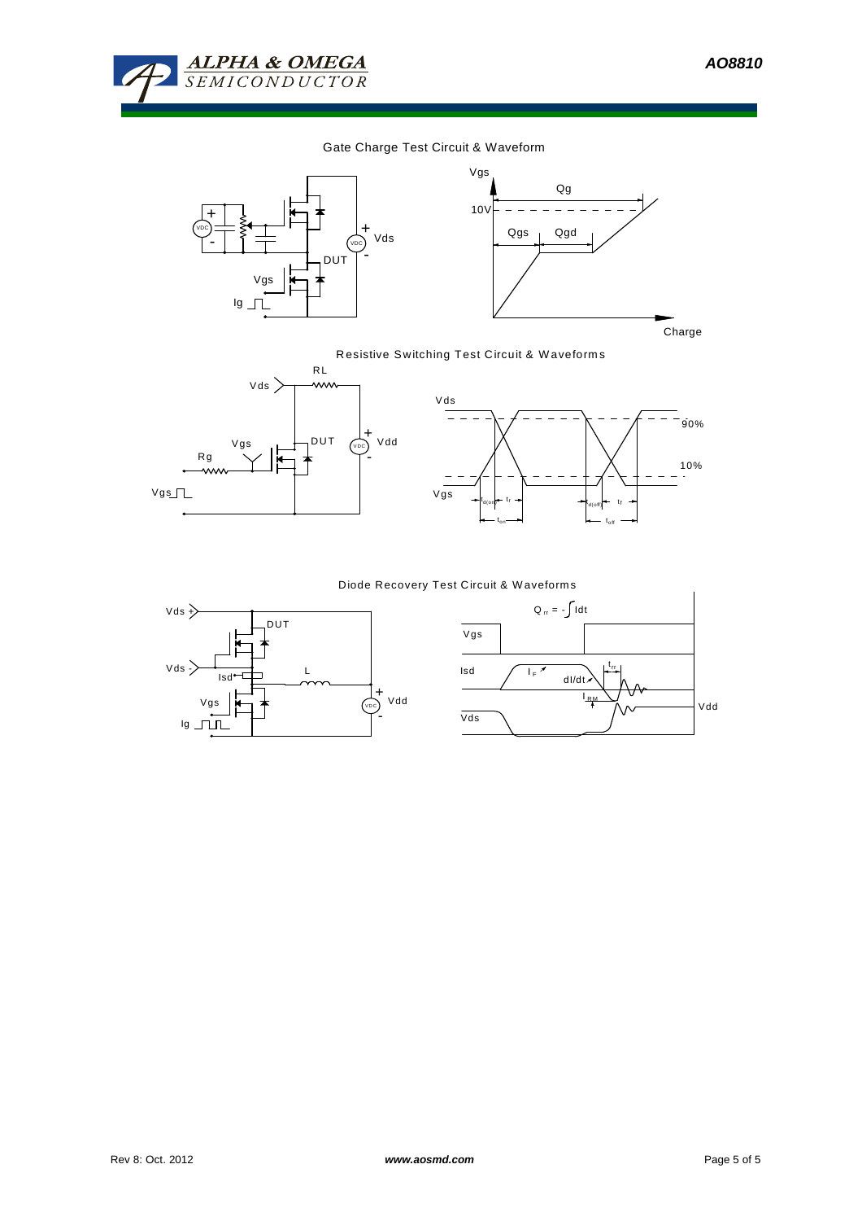## Gate Charge Test Circuit & Waveform

VDC
+
-
Vds
DUT
Vgs
Ig

Vgs
Qg
10V
Qgs
Qgd
Charge

## Resistive Switching Test Circuit & Waveforms

RL
Vds
Vgs
DUT
Vdd
Rg
Vgs

Vds
90%
10%
Vgs
$t_{d(on)}$
$t_r$
$t_{on}$
$t_{d(off)}$
$t_f$
$t_{off}$

## Diode Recovery Test Circuit & Waveforms

Vds +
DUT
Vds -
Isd
L
Vgs
Ig
Vdd

$Q_{rr} = -\int Idt$
Vgs
Isd
$I_F$
dI/dt
$t_{rr}$
$I_{RM}$
Vds
Vdd